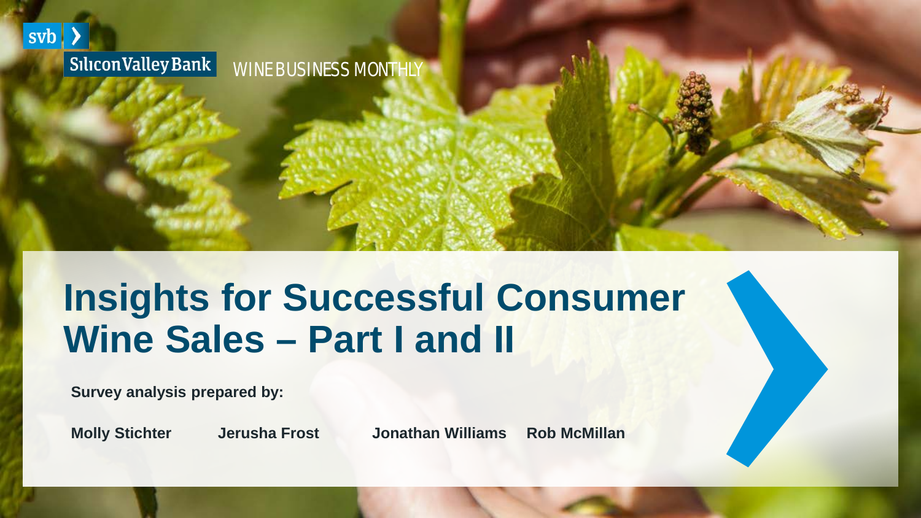Silicon Valley Bank

WINE BUSINESS MONTHLY

# Insights for Successful Consumer Wine Sales – Part I and II

**Survey analysis prepared by:**

**Molly Stichter** **Jerusha Frost** **Jonathan Williams** **Rob McMillan**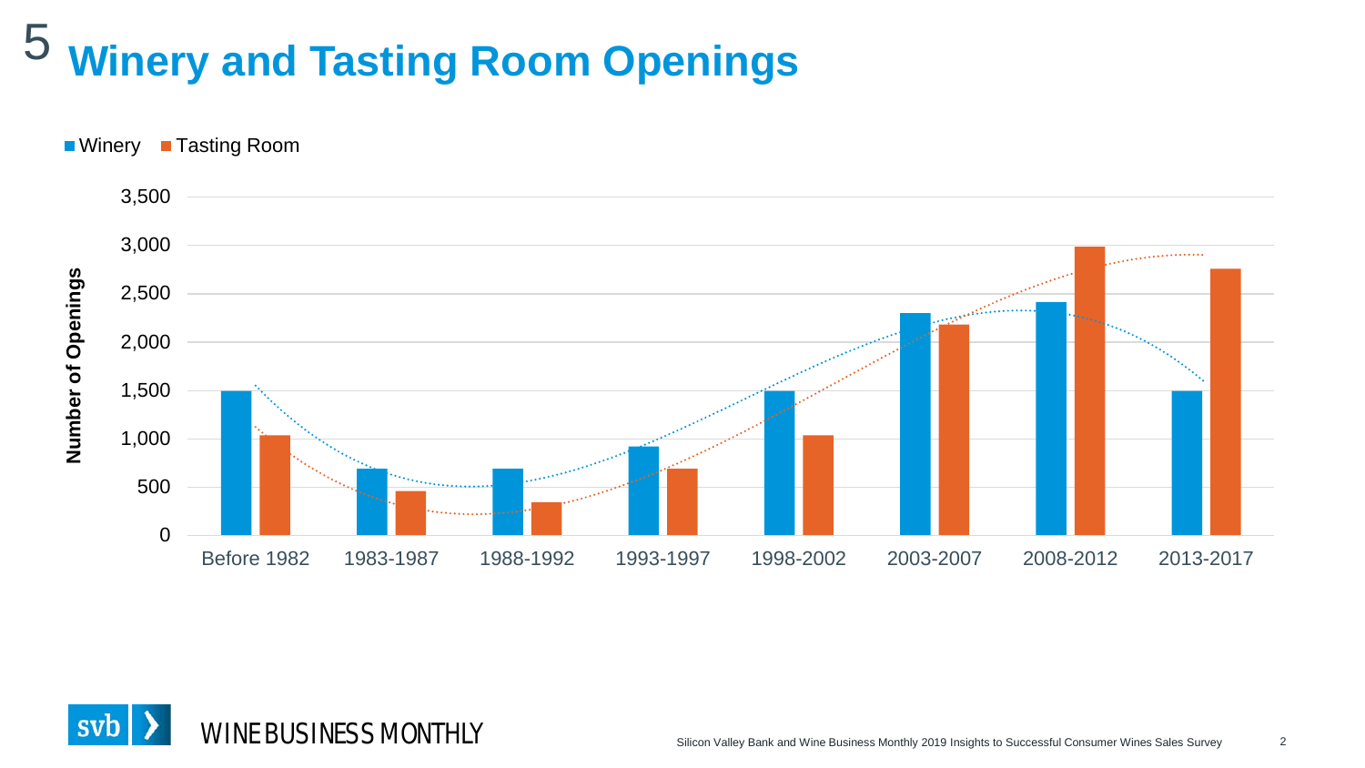# 5 Winery and Tasting Room Openings

| Period | Winery | Tasting Room |
| --- | --- | --- |
| Before 1982 | 1,500 | 1,030 |
| 1983-1987 | 690 | 460 |
| 1988-1992 | 690 | 340 |
| 1993-1997 | 920 | 690 |
| 1998-2002 | 1,500 | 1,030 |
| 2003-2007 | 2,300 | 2,180 |
| 2008-2012 | 2,410 | 2,990 |
| 2013-2017 | 1,500 | 2,760 |

Values are approximate, read from a bar chart (y-axis: Number of Openings).

Silicon Valley Bank and Wine Business Monthly 2019 Insights to Successful Consumer Wines Sales Survey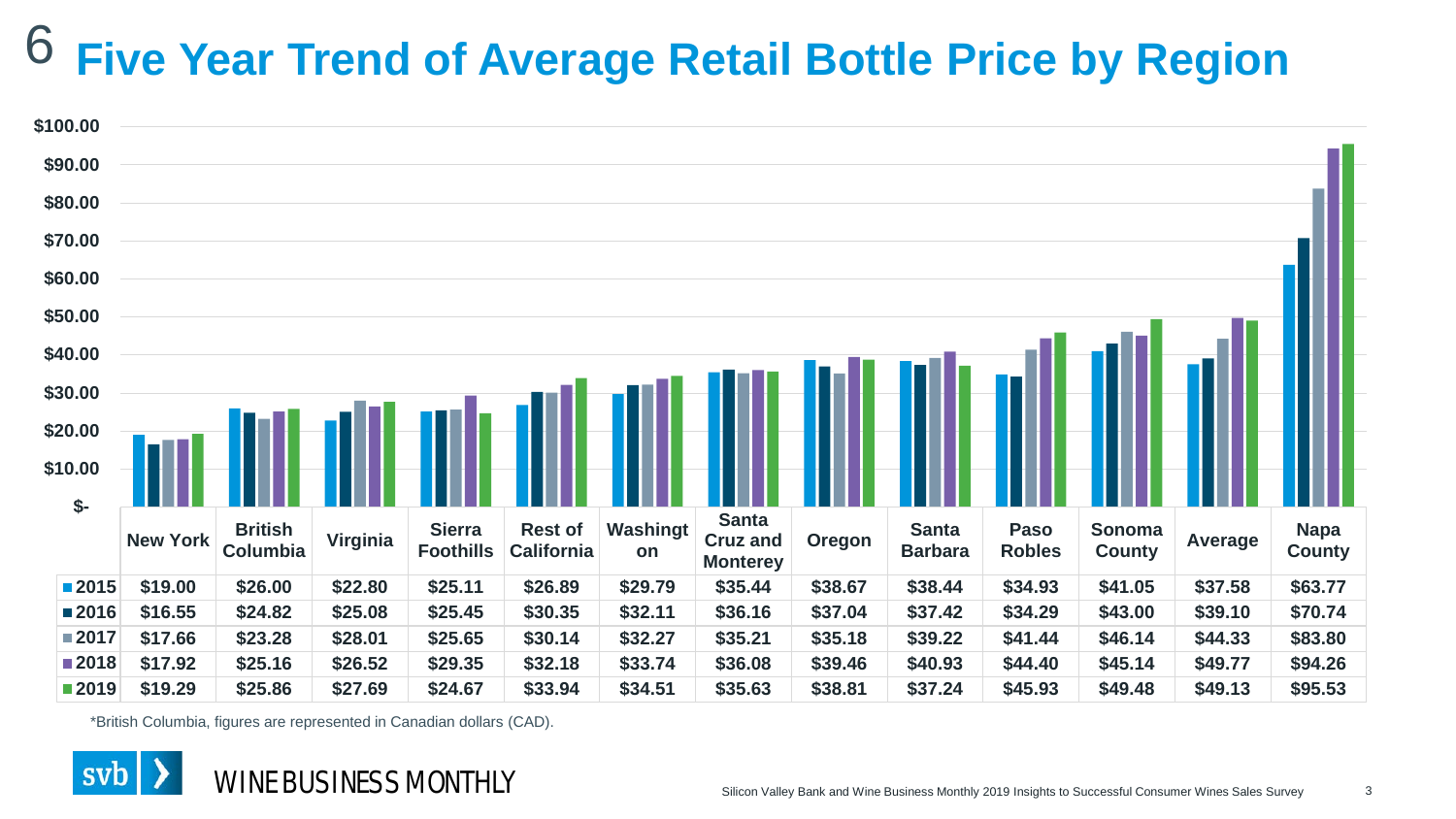# 6 Five Year Trend of Average Retail Bottle Price by Region

| | New York | British Columbia | Virginia | Sierra Foothills | Rest of California | Washington | Santa Cruz and Monterey | Oregon | Santa Barbara | Paso Robles | Sonoma County | Average | Napa County |
|---|---|---|---|---|---|---|---|---|---|---|---|---|---|
| 2015 | $19.00 | $26.00 | $22.80 | $25.11 | $26.89 | $29.79 | $35.44 | $38.67 | $38.44 | $34.93 | $41.05 | $37.58 | $63.77 |
| 2016 | $16.55 | $24.82 | $25.08 | $25.45 | $30.35 | $32.11 | $36.16 | $37.04 | $37.42 | $34.29 | $43.00 | $39.10 | $70.74 |
| 2017 | $17.66 | $23.28 | $28.01 | $25.65 | $30.14 | $32.27 | $35.21 | $35.18 | $39.22 | $41.44 | $46.14 | $44.33 | $83.80 |
| 2018 | $17.92 | $25.16 | $26.52 | $29.35 | $32.18 | $33.74 | $36.08 | $39.46 | $40.93 | $44.40 | $45.14 | $49.77 | $94.26 |
| 2019 | $19.29 | $25.86 | $27.69 | $24.67 | $33.94 | $34.51 | $35.63 | $38.81 | $37.24 | $45.93 | $49.48 | $49.13 | $95.53 |

*British Columbia, figures are represented in Canadian dollars (CAD).

Silicon Valley Bank and Wine Business Monthly 2019 Insights to Successful Consumer Wines Sales Survey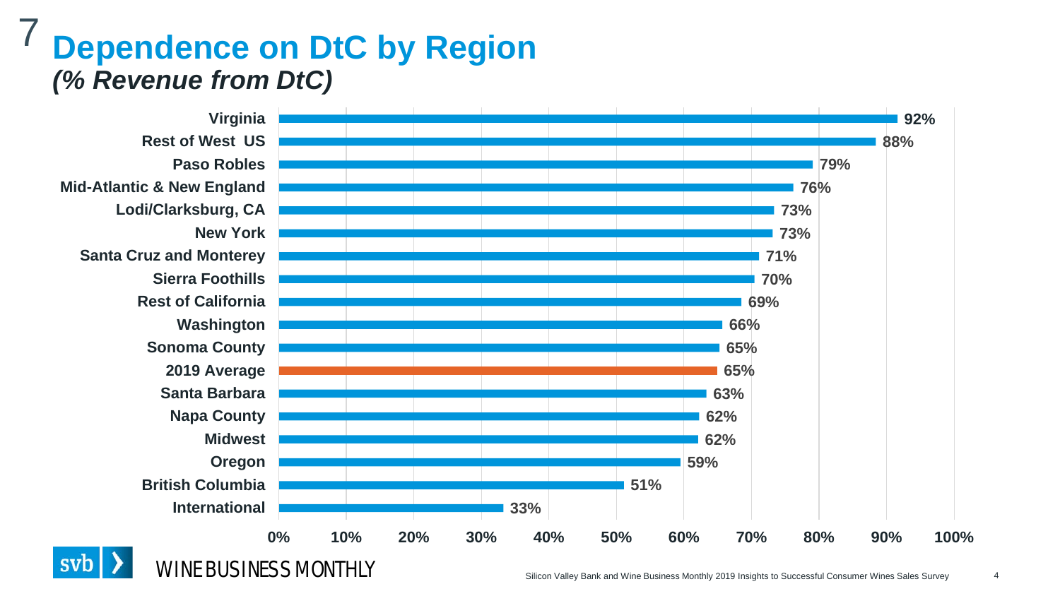# 7 Dependence on DtC by Region

## *(% Revenue from DtC)*

| Region | % Revenue from DtC |
| --- | --- |
| Virginia | 92% |
| Rest of West US | 88% |
| Paso Robles | 79% |
| Mid-Atlantic & New England | 76% |
| Lodi/Clarksburg, CA | 73% |
| New York | 73% |
| Santa Cruz and Monterey | 71% |
| Sierra Foothills | 70% |
| Rest of California | 69% |
| Washington | 66% |
| Sonoma County | 65% |
| 2019 Average | 65% |
| Santa Barbara | 63% |
| Napa County | 62% |
| Midwest | 62% |
| Oregon | 59% |
| British Columbia | 51% |
| International | 33% |

svb WINE BUSINESS MONTHLY

Silicon Valley Bank and Wine Business Monthly 2019 Insights to Successful Consumer Wines Sales Survey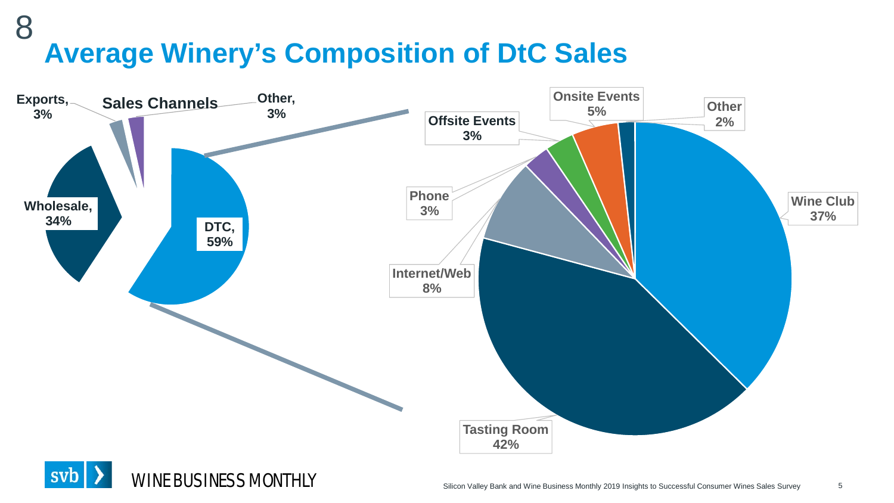8

# Average Winery's Composition of DtC Sales

**Sales Channels**

- Exports, 3%
- Other, 3%
- Wholesale, 34%
- DTC, 59%

**DtC breakdown**

- Wine Club 37%
- Tasting Room 42%
- Internet/Web 8%
- Phone 3%
- Offsite Events 3%
- Onsite Events 5%
- Other 2%

svb WINE BUSINESS MONTHLY

Silicon Valley Bank and Wine Business Monthly 2019 Insights to Successful Consumer Wines Sales Survey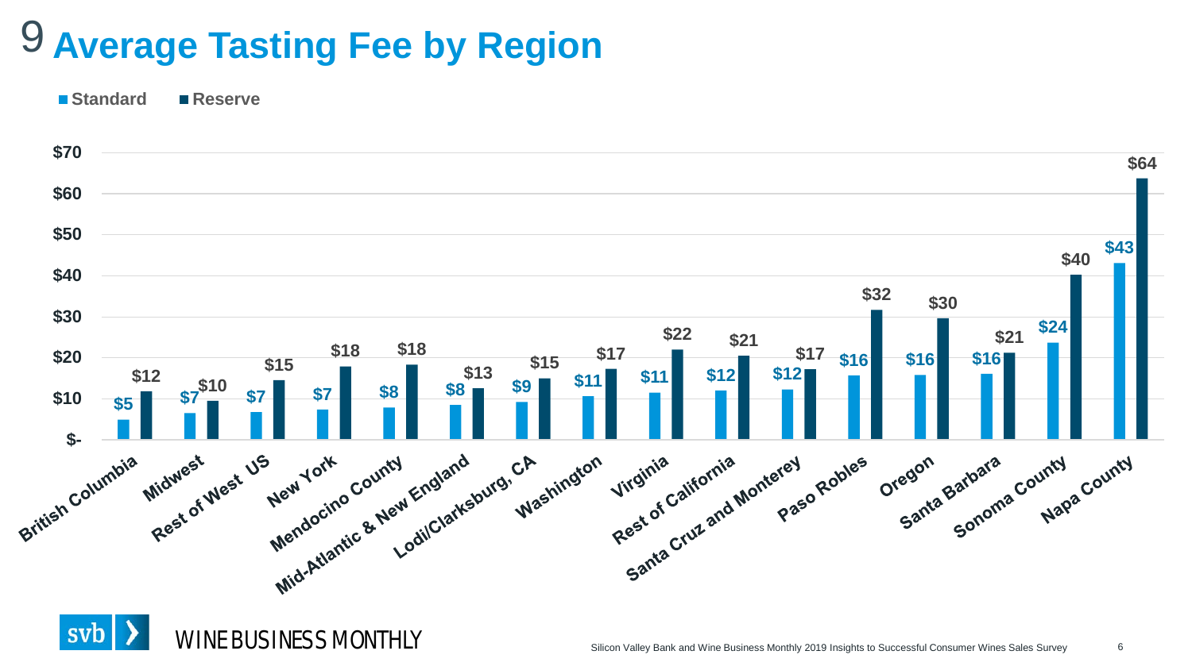# 9 Average Tasting Fee by Region

| Region | Standard | Reserve |
| --- | --- | --- |
| British Columbia | $5 | $12 |
| Midwest | $7 | $10 |
| Rest of West US | $7 | $15 |
| New York | $7 | $18 |
| Mendocino County | $8 | $18 |
| Mid-Atlantic & New England | $8 | $13 |
| Lodi/Clarksburg, CA | $9 | $15 |
| Washington | $11 | $17 |
| Virginia | $11 | $22 |
| Rest of California | $12 | $21 |
| Santa Cruz and Monterey | $12 | $17 |
| Paso Robles | $16 | $32 |
| Oregon | $16 | $30 |
| Santa Barbara | $16 | $21 |
| Sonoma County | $24 | $40 |
| Napa County | $43 | $64 |

svb WINE BUSINESS MONTHLY

Silicon Valley Bank and Wine Business Monthly 2019 Insights to Successful Consumer Wines Sales Survey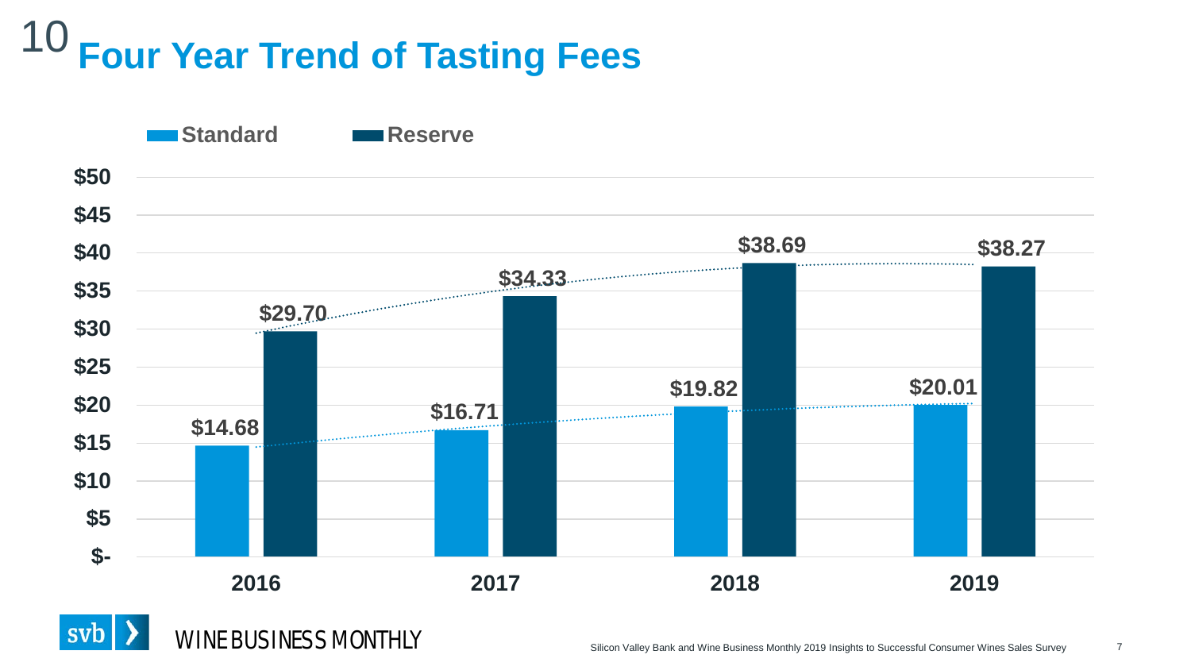# 10 Four Year Trend of Tasting Fees

| | 2016 | 2017 | 2018 | 2019 |
|---|---|---|---|---|
| Standard | $14.68 | $16.71 | $19.82 | $20.01 |
| Reserve | $29.70 | $34.33 | $38.69 | $38.27 |

svb WINE BUSINESS MONTHLY

Silicon Valley Bank and Wine Business Monthly 2019 Insights to Successful Consumer Wines Sales Survey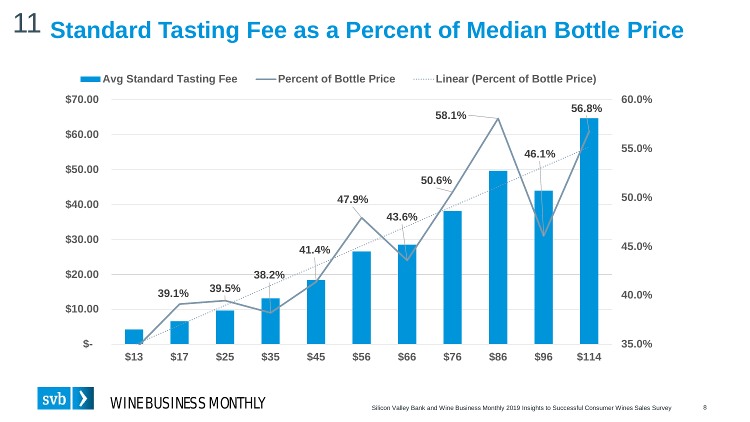# 11 Standard Tasting Fee as a Percent of Median Bottle Price

Avg Standard Tasting Fee — Percent of Bottle Price — Linear (Percent of Bottle Price)

| Median Bottle Price | Percent of Bottle Price |
|---|---|
| $13 | |
| $17 | 39.1% |
| $25 | 39.5% |
| $35 | 38.2% |
| $45 | 41.4% |
| $56 | 47.9% |
| $66 | 43.6% |
| $76 | 50.6% |
| $86 | 58.1% |
| $96 | 46.1% |
| $114 | 56.8% |

WINE BUSINESS MONTHLY

Silicon Valley Bank and Wine Business Monthly 2019 Insights to Successful Consumer Wines Sales Survey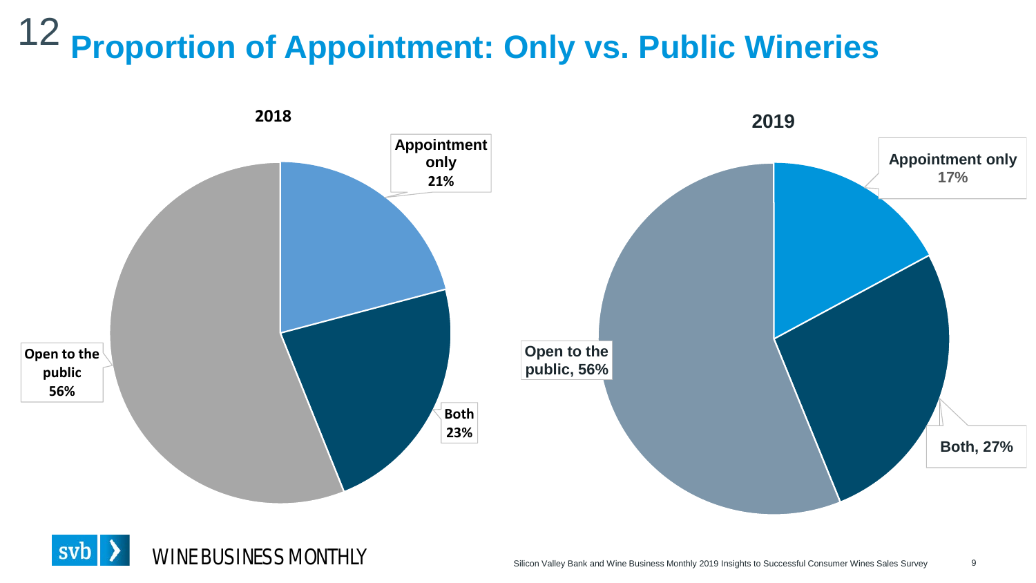# 12 Proportion of Appointment: Only vs. Public Wineries

**2018**

Appointment only 21%

Both 23%

Open to the public 56%

**2019**

Appointment only 17%

Both, 27%

Open to the public, 56%

Silicon Valley Bank and Wine Business Monthly 2019 Insights to Successful Consumer Wines Sales Survey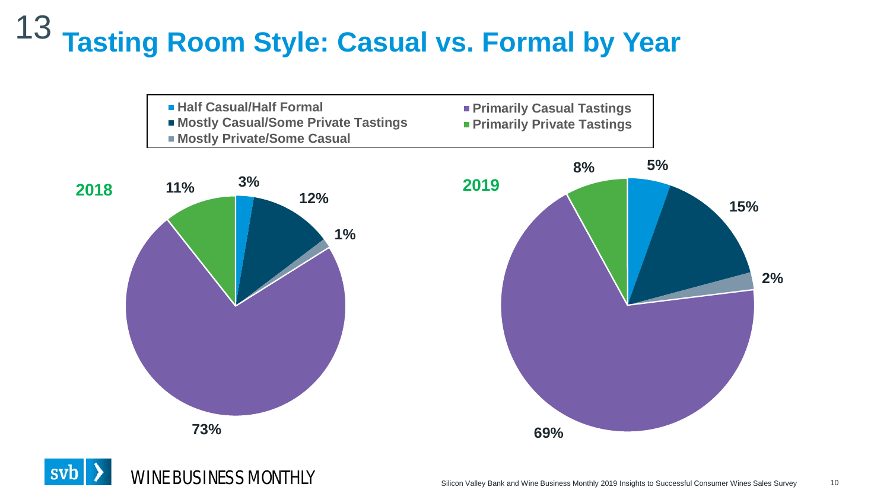# 13 Tasting Room Style: Casual vs. Formal by Year

- Half Casual/Half Formal
- Mostly Casual/Some Private Tastings
- Mostly Private/Some Casual
- Primarily Casual Tastings
- Primarily Private Tastings

| Tasting Room Style | 2018 | 2019 |
| --- | --- | --- |
| Half Casual/Half Formal | 3% | 5% |
| Mostly Casual/Some Private Tastings | 12% | 15% |
| Mostly Private/Some Casual | 1% | 2% |
| Primarily Casual Tastings | 73% | 69% |
| Primarily Private Tastings | 11% | 8% |

svb WINE BUSINESS MONTHLY

Silicon Valley Bank and Wine Business Monthly 2019 Insights to Successful Consumer Wines Sales Survey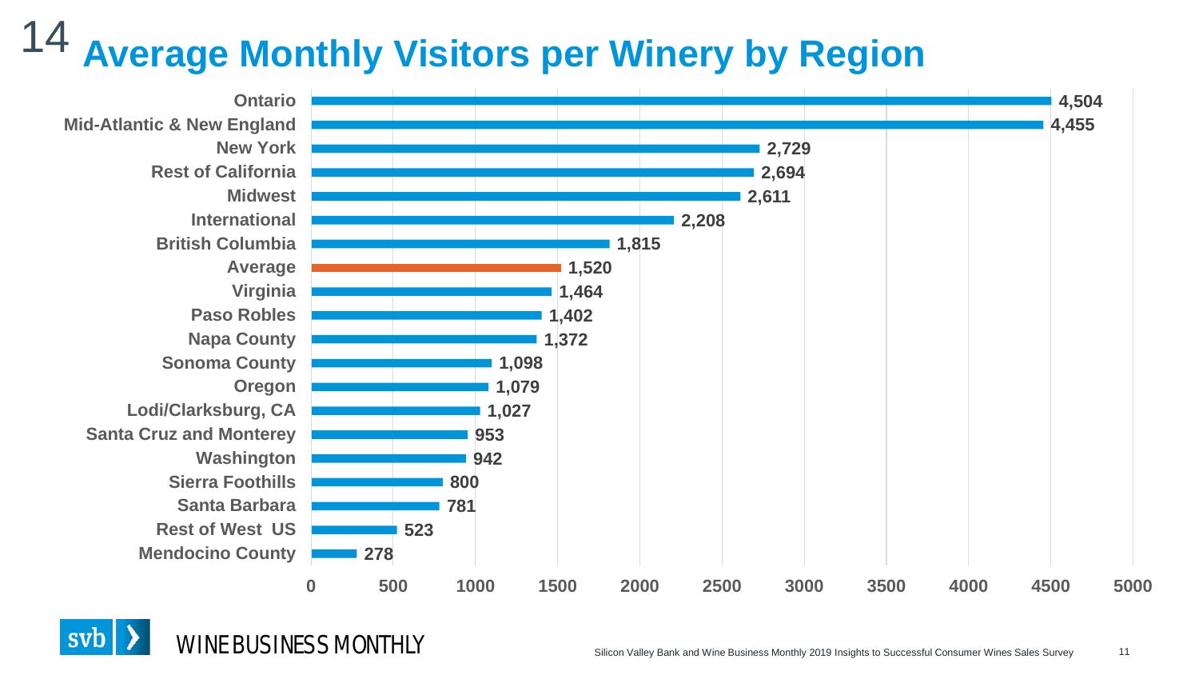# 14 Average Monthly Visitors per Winery by Region

| Region | Average Monthly Visitors per Winery |
|---|---|
| Ontario | 4,504 |
| Mid-Atlantic & New England | 4,455 |
| New York | 2,729 |
| Rest of California | 2,694 |
| Midwest | 2,611 |
| International | 2,208 |
| British Columbia | 1,815 |
| Average | 1,520 |
| Virginia | 1,464 |
| Paso Robles | 1,402 |
| Napa County | 1,372 |
| Sonoma County | 1,098 |
| Oregon | 1,079 |
| Lodi/Clarksburg, CA | 1,027 |
| Santa Cruz and Monterey | 953 |
| Washington | 942 |
| Sierra Foothills | 800 |
| Santa Barbara | 781 |
| Rest of West US | 523 |
| Mendocino County | 278 |

svb | WINE BUSINESS MONTHLY

Silicon Valley Bank and Wine Business Monthly 2019 Insights to Successful Consumer Wines Sales Survey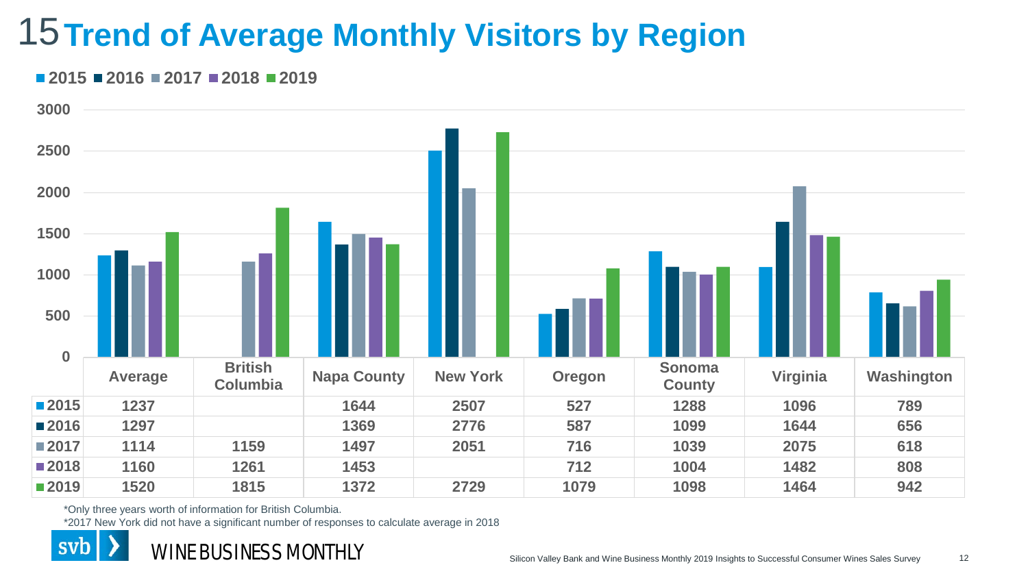# 15 Trend of Average Monthly Visitors by Region

| | Average | British Columbia | Napa County | New York | Oregon | Sonoma County | Virginia | Washington |
|---|---|---|---|---|---|---|---|---|
| 2015 | 1237 | | 1644 | 2507 | 527 | 1288 | 1096 | 789 |
| 2016 | 1297 | | 1369 | 2776 | 587 | 1099 | 1644 | 656 |
| 2017 | 1114 | 1159 | 1497 | 2051 | 716 | 1039 | 2075 | 618 |
| 2018 | 1160 | 1261 | 1453 | | 712 | 1004 | 1482 | 808 |
| 2019 | 1520 | 1815 | 1372 | 2729 | 1079 | 1098 | 1464 | 942 |

*Only three years worth of information for British Columbia.

*2017 New York did not have a significant number of responses to calculate average in 2018

Silicon Valley Bank and Wine Business Monthly 2019 Insights to Successful Consumer Wines Sales Survey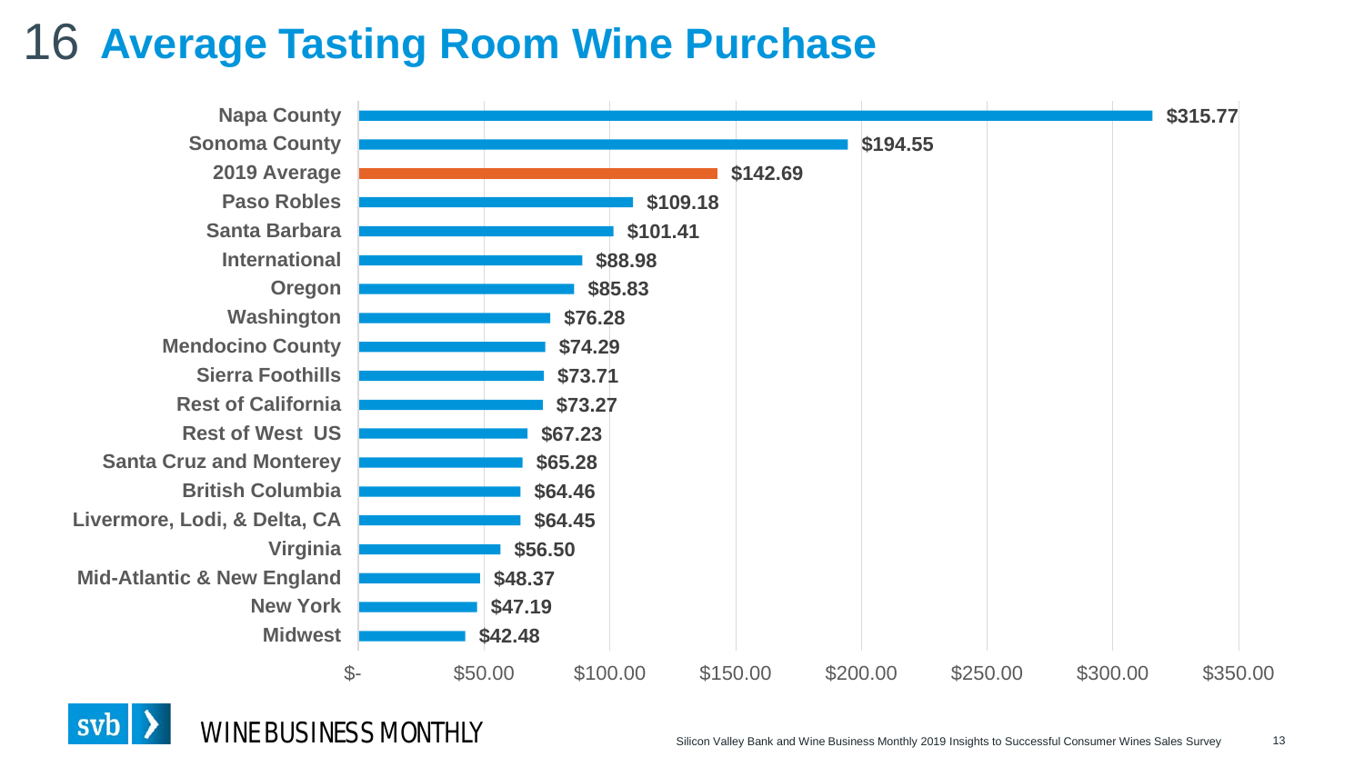# 16 Average Tasting Room Wine Purchase

| Region | Average Purchase |
|---|---|
| Napa County | $315.77 |
| Sonoma County | $194.55 |
| 2019 Average | $142.69 |
| Paso Robles | $109.18 |
| Santa Barbara | $101.41 |
| International | $88.98 |
| Oregon | $85.83 |
| Washington | $76.28 |
| Mendocino County | $74.29 |
| Sierra Foothills | $73.71 |
| Rest of California | $73.27 |
| Rest of West US | $67.23 |
| Santa Cruz and Monterey | $65.28 |
| British Columbia | $64.46 |
| Livermore, Lodi, & Delta, CA | $64.45 |
| Virginia | $56.50 |
| Mid-Atlantic & New England | $48.37 |
| New York | $47.19 |
| Midwest | $42.48 |

svb WINE BUSINESS MONTHLY

Silicon Valley Bank and Wine Business Monthly 2019 Insights to Successful Consumer Wines Sales Survey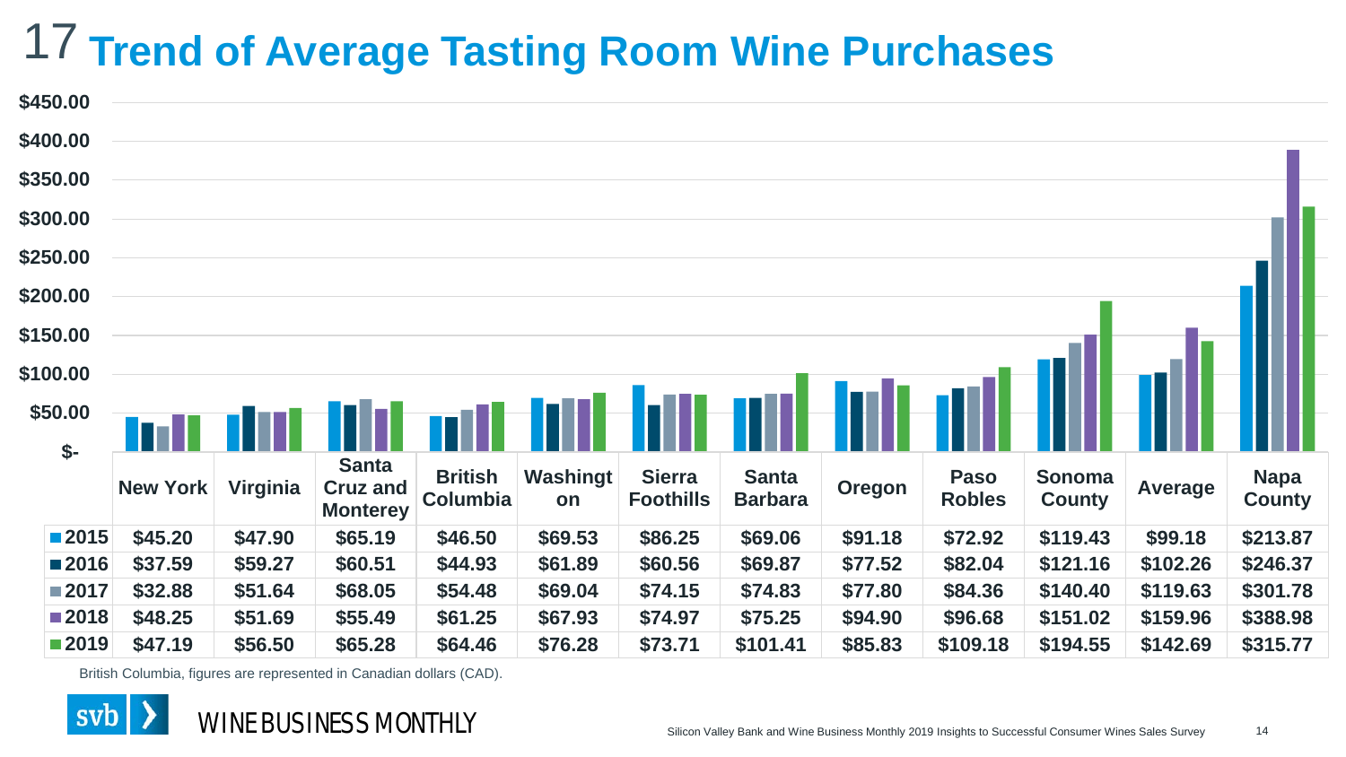# 17 Trend of Average Tasting Room Wine Purchases

| | New York | Virginia | Santa Cruz and Monterey | British Columbia | Washington | Sierra Foothills | Santa Barbara | Oregon | Paso Robles | Sonoma County | Average | Napa County |
|---|---|---|---|---|---|---|---|---|---|---|---|---|
| 2015 | $45.20 | $47.90 | $65.19 | $46.50 | $69.53 | $86.25 | $69.06 | $91.18 | $72.92 | $119.43 | $99.18 | $213.87 |
| 2016 | $37.59 | $59.27 | $60.51 | $44.93 | $61.89 | $60.56 | $69.87 | $77.52 | $82.04 | $121.16 | $102.26 | $246.37 |
| 2017 | $32.88 | $51.64 | $68.05 | $54.48 | $69.04 | $74.15 | $74.83 | $77.80 | $84.36 | $140.40 | $119.63 | $301.78 |
| 2018 | $48.25 | $51.69 | $55.49 | $61.25 | $67.93 | $74.97 | $75.25 | $94.90 | $96.68 | $151.02 | $159.96 | $388.98 |
| 2019 | $47.19 | $56.50 | $65.28 | $64.46 | $76.28 | $73.71 | $101.41 | $85.83 | $109.18 | $194.55 | $142.69 | $315.77 |

British Columbia, figures are represented in Canadian dollars (CAD).

svb WINE BUSINESS MONTHLY

Silicon Valley Bank and Wine Business Monthly 2019 Insights to Successful Consumer Wines Sales Survey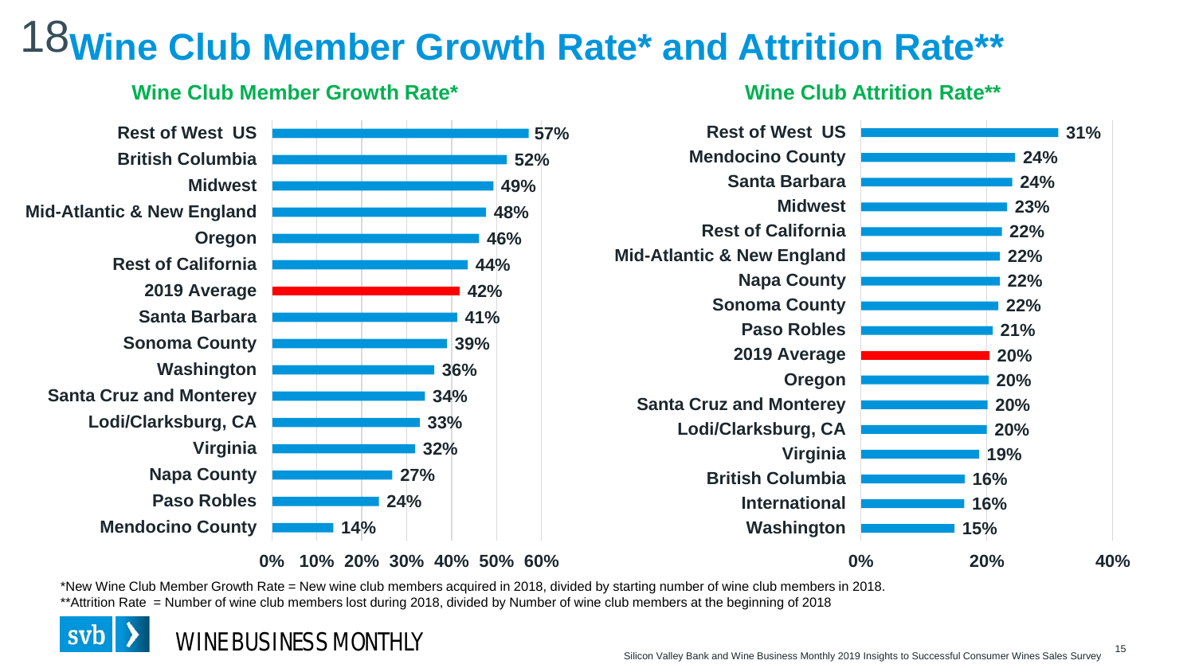# 18 Wine Club Member Growth Rate* and Attrition Rate**

## Wine Club Member Growth Rate*

| Region | Growth Rate |
|---|---|
| Rest of West US | 57% |
| British Columbia | 52% |
| Midwest | 49% |
| Mid-Atlantic & New England | 48% |
| Oregon | 46% |
| Rest of California | 44% |
| 2019 Average | 42% |
| Santa Barbara | 41% |
| Sonoma County | 39% |
| Washington | 36% |
| Santa Cruz and Monterey | 34% |
| Lodi/Clarksburg, CA | 33% |
| Virginia | 32% |
| Napa County | 27% |
| Paso Robles | 24% |
| Mendocino County | 14% |

## Wine Club Attrition Rate**

| Region | Attrition Rate |
|---|---|
| Rest of West US | 31% |
| Mendocino County | 24% |
| Santa Barbara | 24% |
| Midwest | 23% |
| Rest of California | 22% |
| Mid-Atlantic & New England | 22% |
| Napa County | 22% |
| Sonoma County | 22% |
| Paso Robles | 21% |
| 2019 Average | 20% |
| Oregon | 20% |
| Santa Cruz and Monterey | 20% |
| Lodi/Clarksburg, CA | 20% |
| Virginia | 19% |
| British Columbia | 16% |
| International | 16% |
| Washington | 15% |

*New Wine Club Member Growth Rate = New wine club members acquired in 2018, divided by starting number of wine club members in 2018.

**Attrition Rate = Number of wine club members lost during 2018, divided by Number of wine club members at the beginning of 2018

Silicon Valley Bank and Wine Business Monthly 2019 Insights to Successful Consumer Wines Sales Survey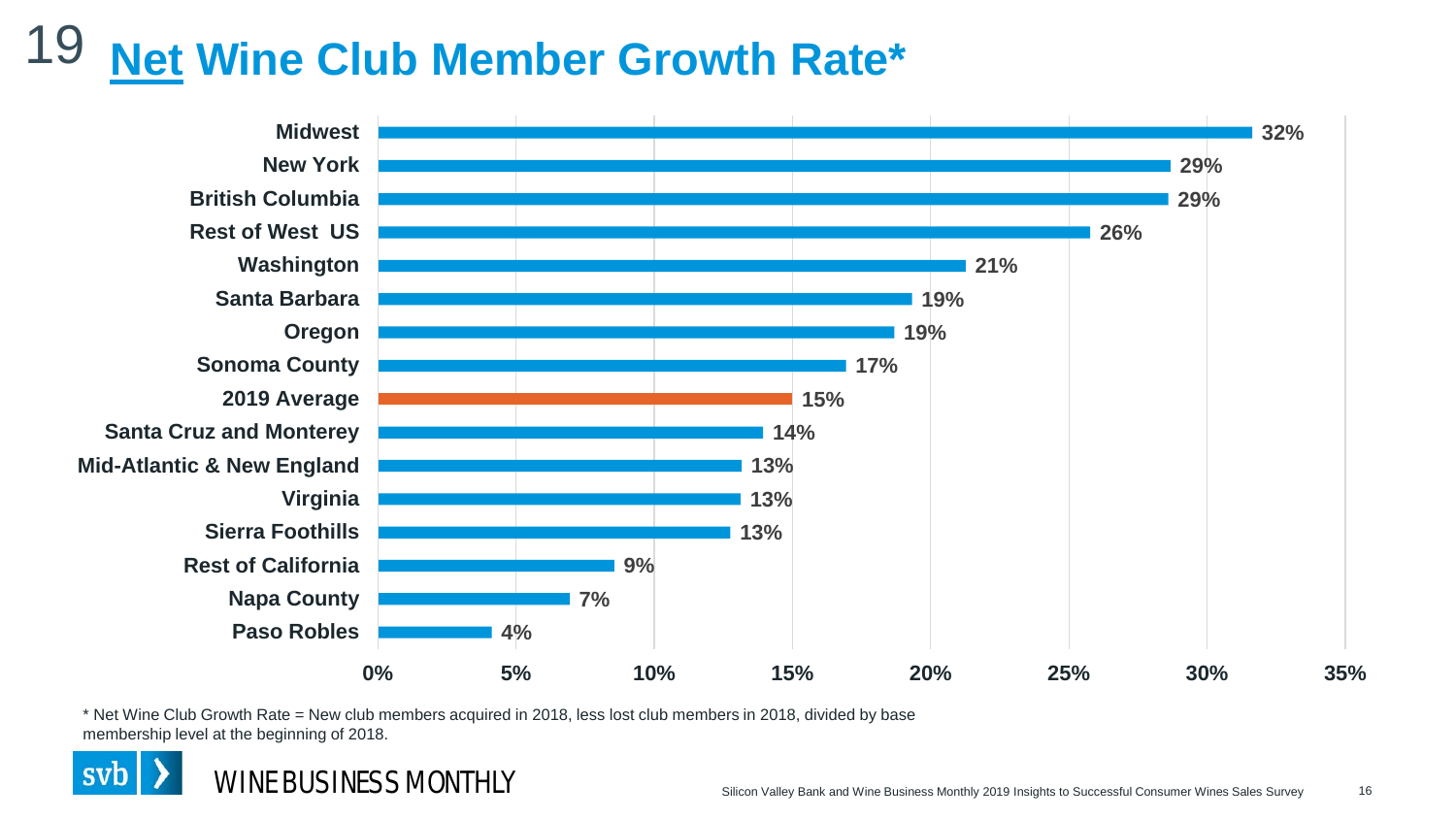# 19 Net Wine Club Member Growth Rate*

| Region | Net Wine Club Member Growth Rate |
|---|---|
| Midwest | 32% |
| New York | 29% |
| British Columbia | 29% |
| Rest of West US | 26% |
| Washington | 21% |
| Santa Barbara | 19% |
| Oregon | 19% |
| Sonoma County | 17% |
| 2019 Average | 15% |
| Santa Cruz and Monterey | 14% |
| Mid-Atlantic & New England | 13% |
| Virginia | 13% |
| Sierra Foothills | 13% |
| Rest of California | 9% |
| Napa County | 7% |
| Paso Robles | 4% |

* Net Wine Club Growth Rate = New club members acquired in 2018, less lost club members in 2018, divided by base membership level at the beginning of 2018.

Silicon Valley Bank and Wine Business Monthly 2019 Insights to Successful Consumer Wines Sales Survey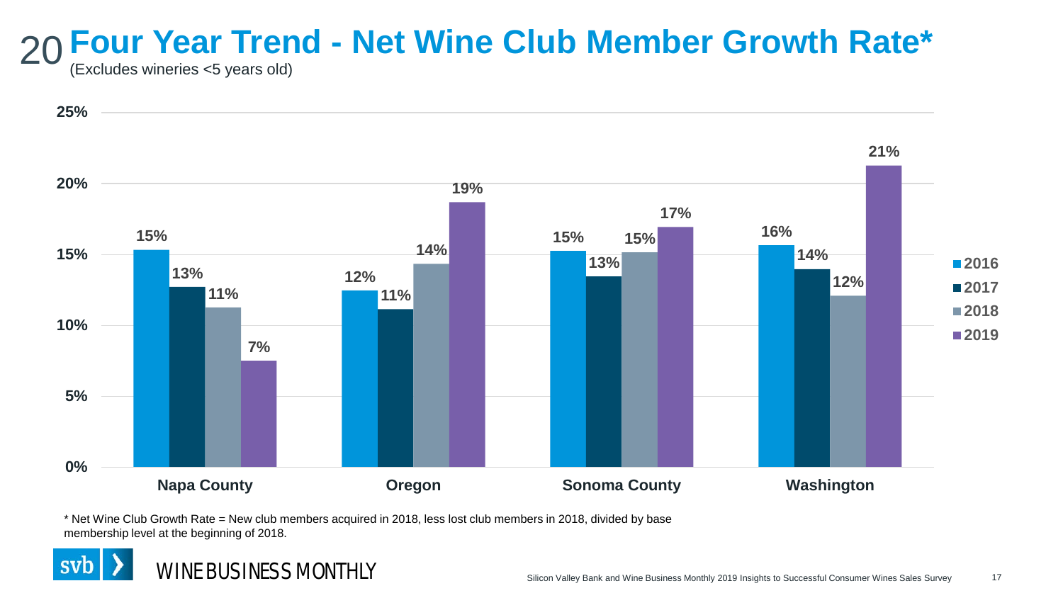# 20 Four Year Trend - Net Wine Club Member Growth Rate*

(Excludes wineries <5 years old)

| | 2016 | 2017 | 2018 | 2019 |
|---|---|---|---|---|
| Napa County | 15% | 13% | 11% | 7% |
| Oregon | 12% | 11% | 14% | 19% |
| Sonoma County | 15% | 13% | 15% | 17% |
| Washington | 16% | 14% | 12% | 21% |

* Net Wine Club Growth Rate = New club members acquired in 2018, less lost club members in 2018, divided by base membership level at the beginning of 2018.

Silicon Valley Bank and Wine Business Monthly 2019 Insights to Successful Consumer Wines Sales Survey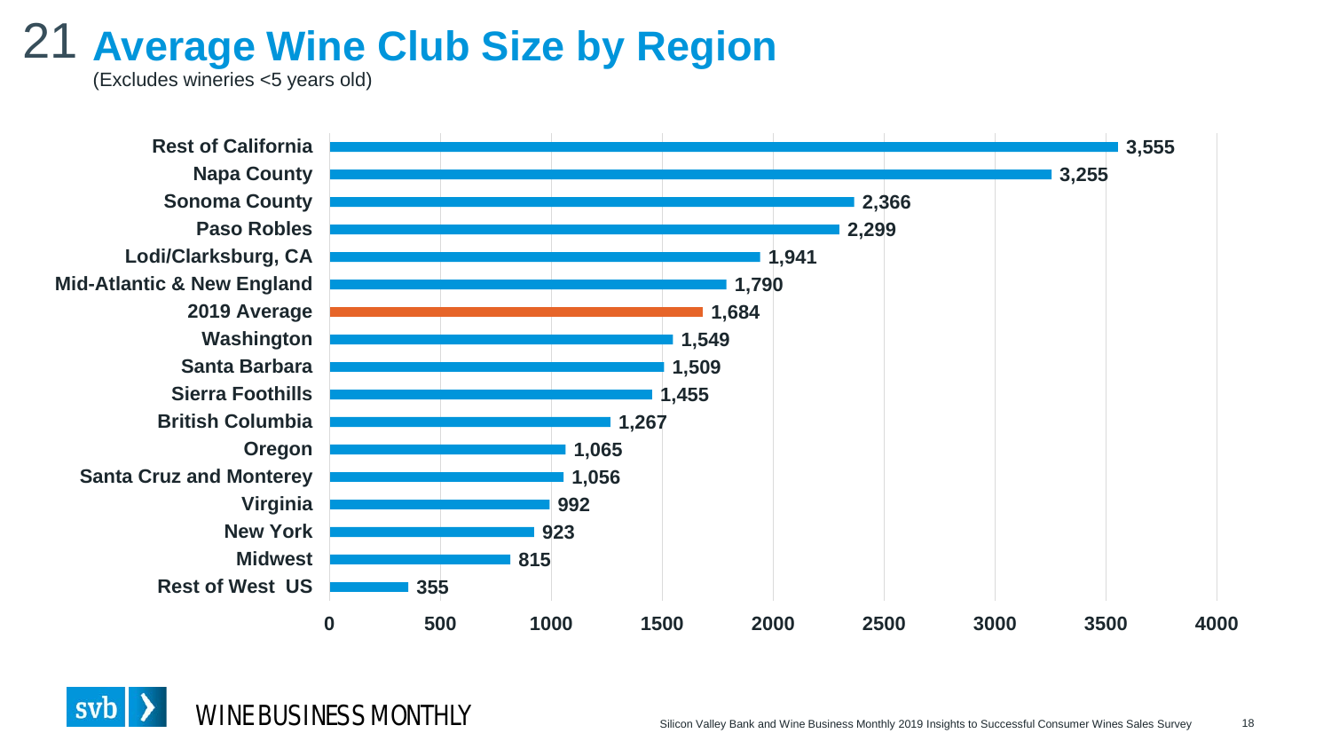# 21 Average Wine Club Size by Region

(Excludes wineries <5 years old)

| Region | Average Wine Club Size |
|---|---|
| Rest of California | 3,555 |
| Napa County | 3,255 |
| Sonoma County | 2,366 |
| Paso Robles | 2,299 |
| Lodi/Clarksburg, CA | 1,941 |
| Mid-Atlantic & New England | 1,790 |
| 2019 Average | 1,684 |
| Washington | 1,549 |
| Santa Barbara | 1,509 |
| Sierra Foothills | 1,455 |
| British Columbia | 1,267 |
| Oregon | 1,065 |
| Santa Cruz and Monterey | 1,056 |
| Virginia | 992 |
| New York | 923 |
| Midwest | 815 |
| Rest of West US | 355 |

svb WINE BUSINESS MONTHLY

Silicon Valley Bank and Wine Business Monthly 2019 Insights to Successful Consumer Wines Sales Survey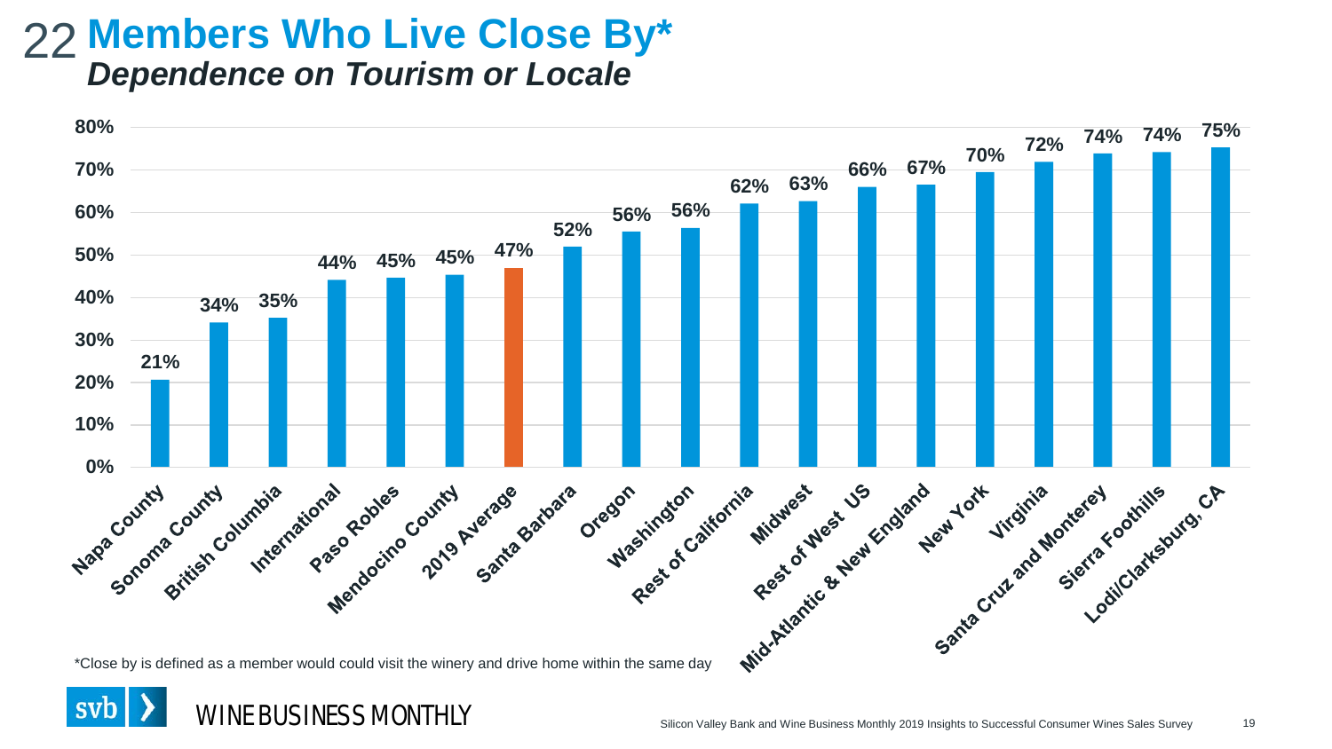# 22 Members Who Live Close By*

## *Dependence on Tourism or Locale*

| Region | Members Who Live Close By |
|---|---|
| Napa County | 21% |
| Sonoma County | 34% |
| British Columbia | 35% |
| International | 44% |
| Paso Robles | 45% |
| Mendocino County | 45% |
| 2019 Average | 47% |
| Santa Barbara | 52% |
| Oregon | 56% |
| Washington | 56% |
| Rest of California | 62% |
| Midwest | 63% |
| Rest of West US | 66% |
| Mid-Atlantic & New England | 67% |
| New York | 70% |
| Virginia | 72% |
| Santa Cruz and Monterey | 74% |
| Sierra Foothills | 74% |
| Lodi/Clarksburg, CA | 75% |

*Close by is defined as a member would could visit the winery and drive home within the same day

Silicon Valley Bank and Wine Business Monthly 2019 Insights to Successful Consumer Wines Sales Survey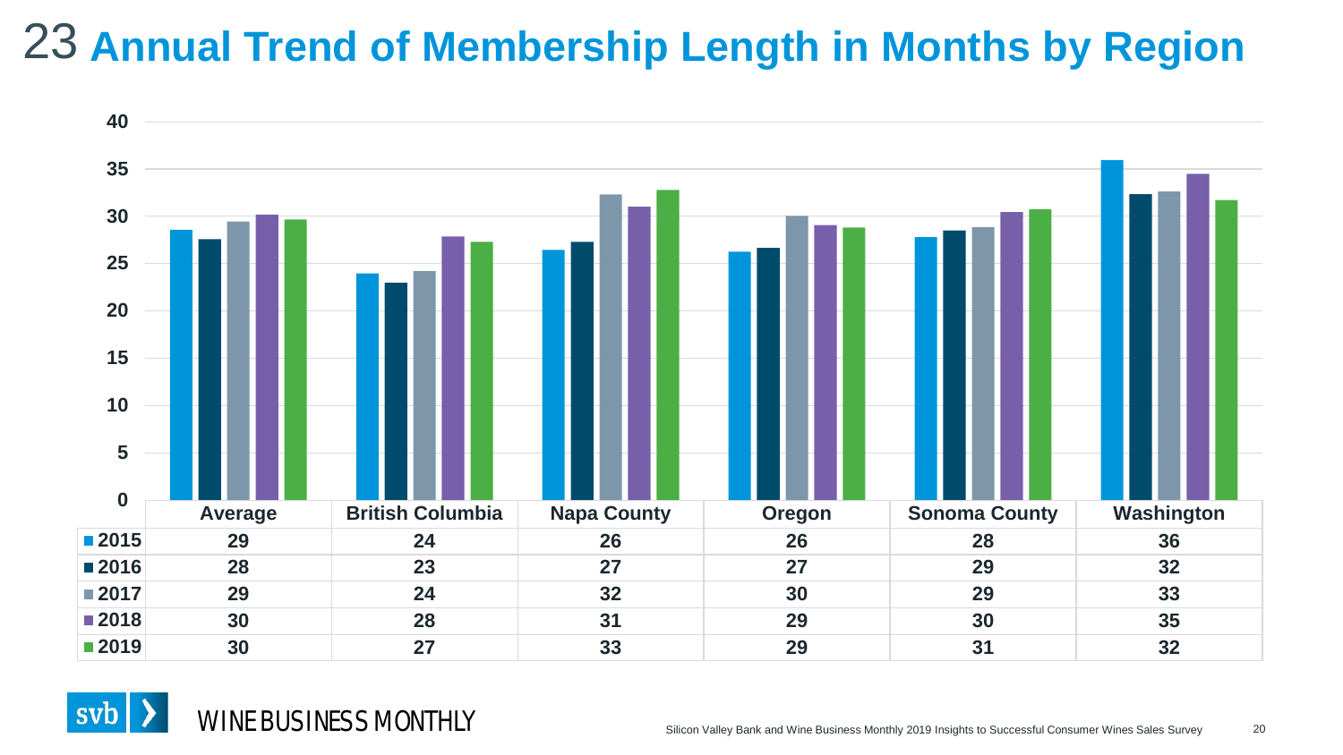# 23 Annual Trend of Membership Length in Months by Region

| | Average | British Columbia | Napa County | Oregon | Sonoma County | Washington |
|---|---|---|---|---|---|---|
| 2015 | 29 | 24 | 26 | 26 | 28 | 36 |
| 2016 | 28 | 23 | 27 | 27 | 29 | 32 |
| 2017 | 29 | 24 | 32 | 30 | 29 | 33 |
| 2018 | 30 | 28 | 31 | 29 | 30 | 35 |
| 2019 | 30 | 27 | 33 | 29 | 31 | 32 |

svb | WINE BUSINESS MONTHLY

Silicon Valley Bank and Wine Business Monthly 2019 Insights to Successful Consumer Wines Sales Survey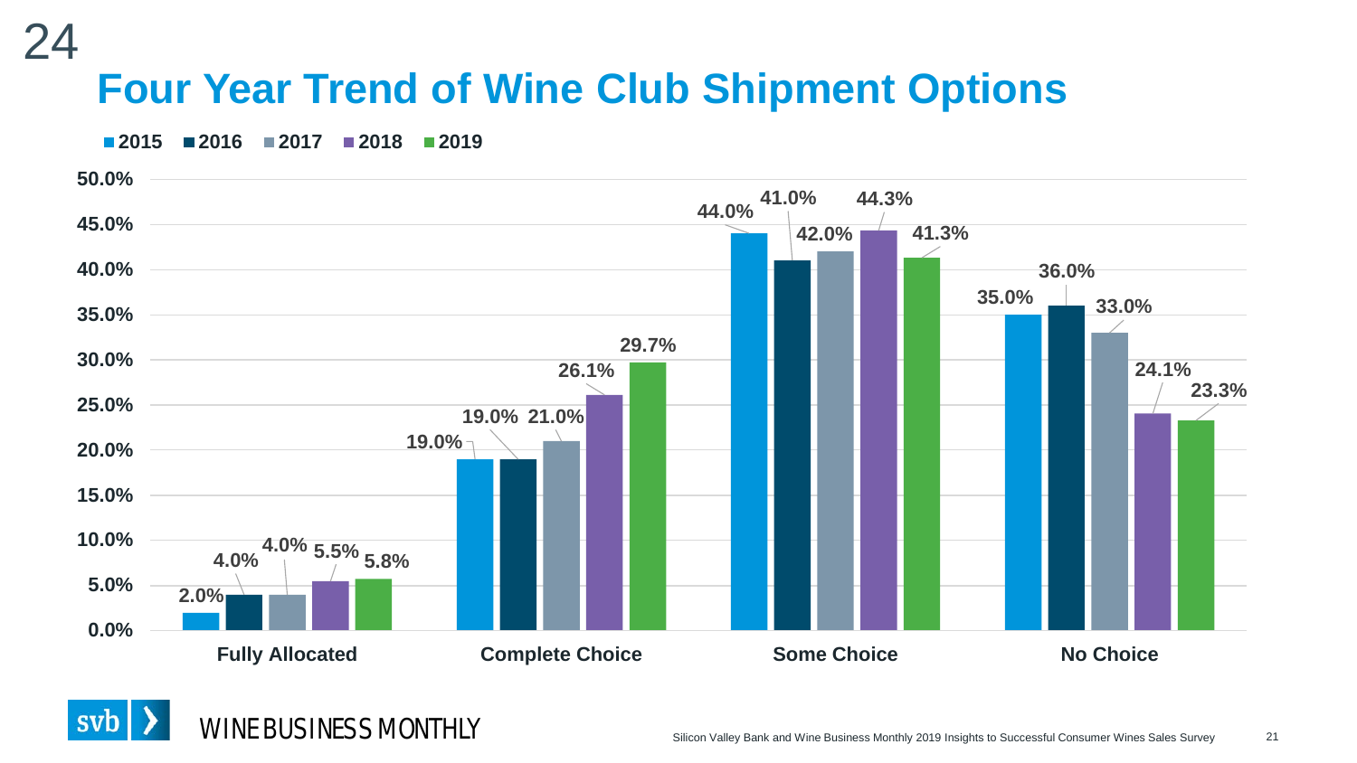# Four Year Trend of Wine Club Shipment Options

| | 2015 | 2016 | 2017 | 2018 | 2019 |
|---|---|---|---|---|---|
| Fully Allocated | 2.0% | 4.0% | 4.0% | 5.5% | 5.8% |
| Complete Choice | 19.0% | 19.0% | 21.0% | 26.1% | 29.7% |
| Some Choice | 44.0% | 41.0% | 42.0% | 44.3% | 41.3% |
| No Choice | 35.0% | 36.0% | 33.0% | 24.1% | 23.3% |

svb WINE BUSINESS MONTHLY

Silicon Valley Bank and Wine Business Monthly 2019 Insights to Successful Consumer Wines Sales Survey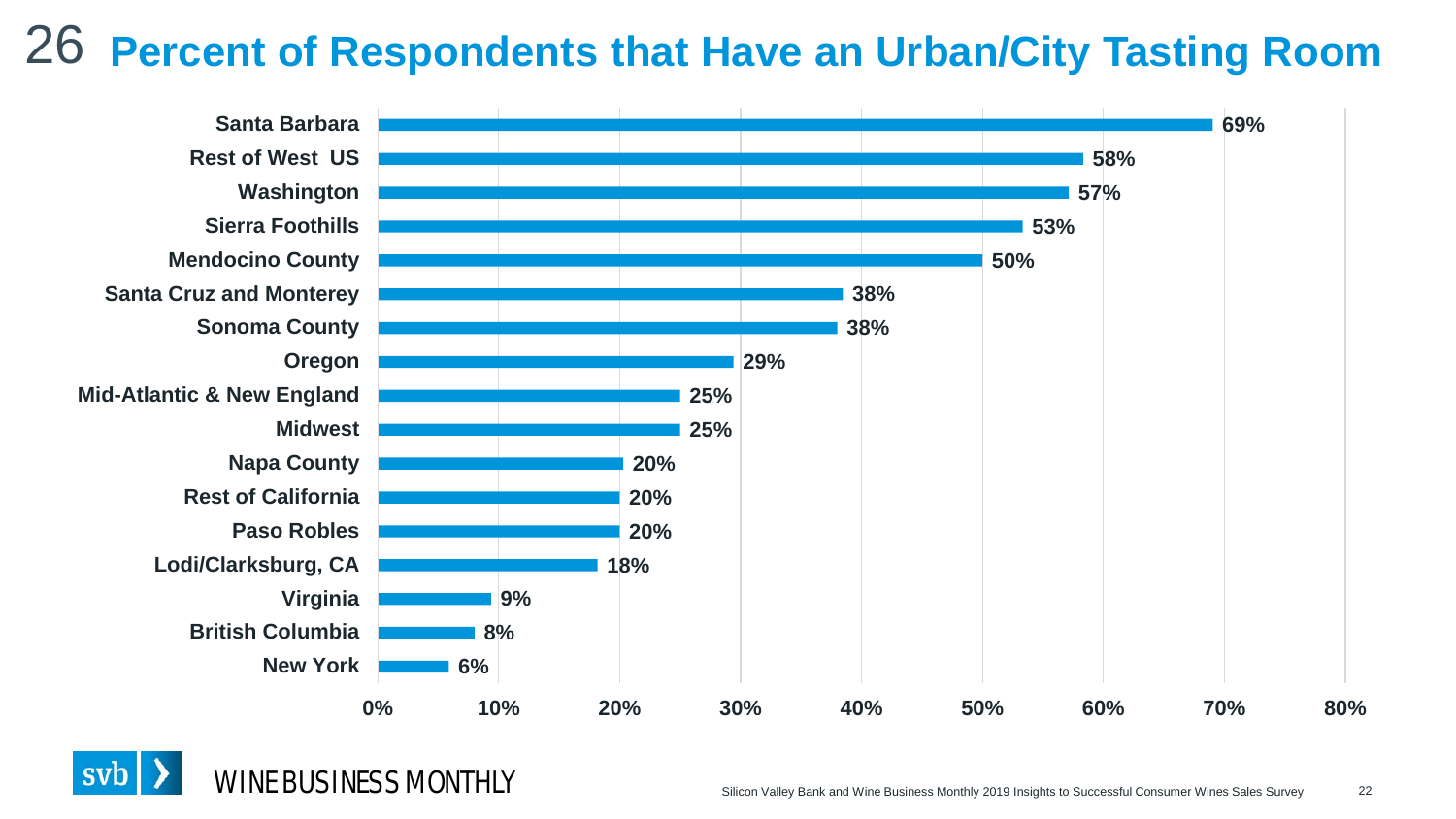# 26 Percent of Respondents that Have an Urban/City Tasting Room

| Region | Percent |
|---|---|
| Santa Barbara | 69% |
| Rest of West US | 58% |
| Washington | 57% |
| Sierra Foothills | 53% |
| Mendocino County | 50% |
| Santa Cruz and Monterey | 38% |
| Sonoma County | 38% |
| Oregon | 29% |
| Mid-Atlantic & New England | 25% |
| Midwest | 25% |
| Napa County | 20% |
| Rest of California | 20% |
| Paso Robles | 20% |
| Lodi/Clarksburg, CA | 18% |
| Virginia | 9% |
| British Columbia | 8% |
| New York | 6% |

Silicon Valley Bank and Wine Business Monthly 2019 Insights to Successful Consumer Wines Sales Survey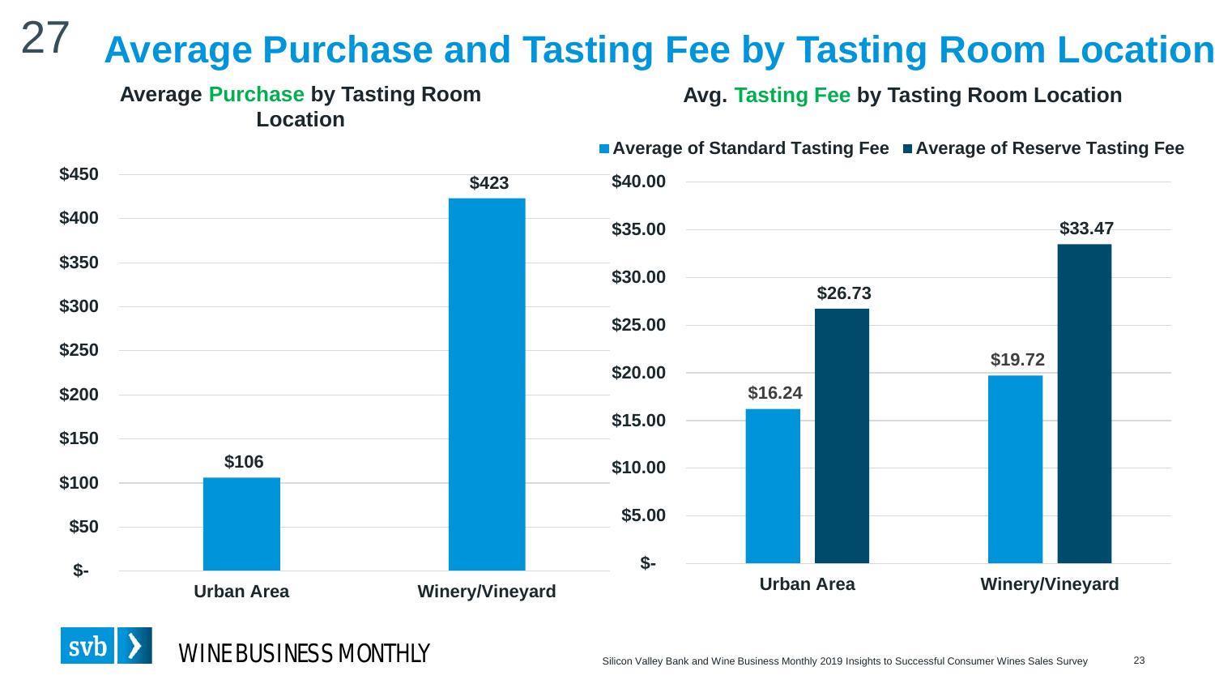# Average Purchase and Tasting Fee by Tasting Room Location

### Average Purchase by Tasting Room Location

| Location | Average Purchase |
|---|---|
| Urban Area | $106 |
| Winery/Vineyard | $423 |

### Avg. Tasting Fee by Tasting Room Location

| Location | Average of Standard Tasting Fee | Average of Reserve Tasting Fee |
|---|---|---|
| Urban Area | $16.24 | $26.73 |
| Winery/Vineyard | $19.72 | $33.47 |

svb WINE BUSINESS MONTHLY

Silicon Valley Bank and Wine Business Monthly 2019 Insights to Successful Consumer Wines Sales Survey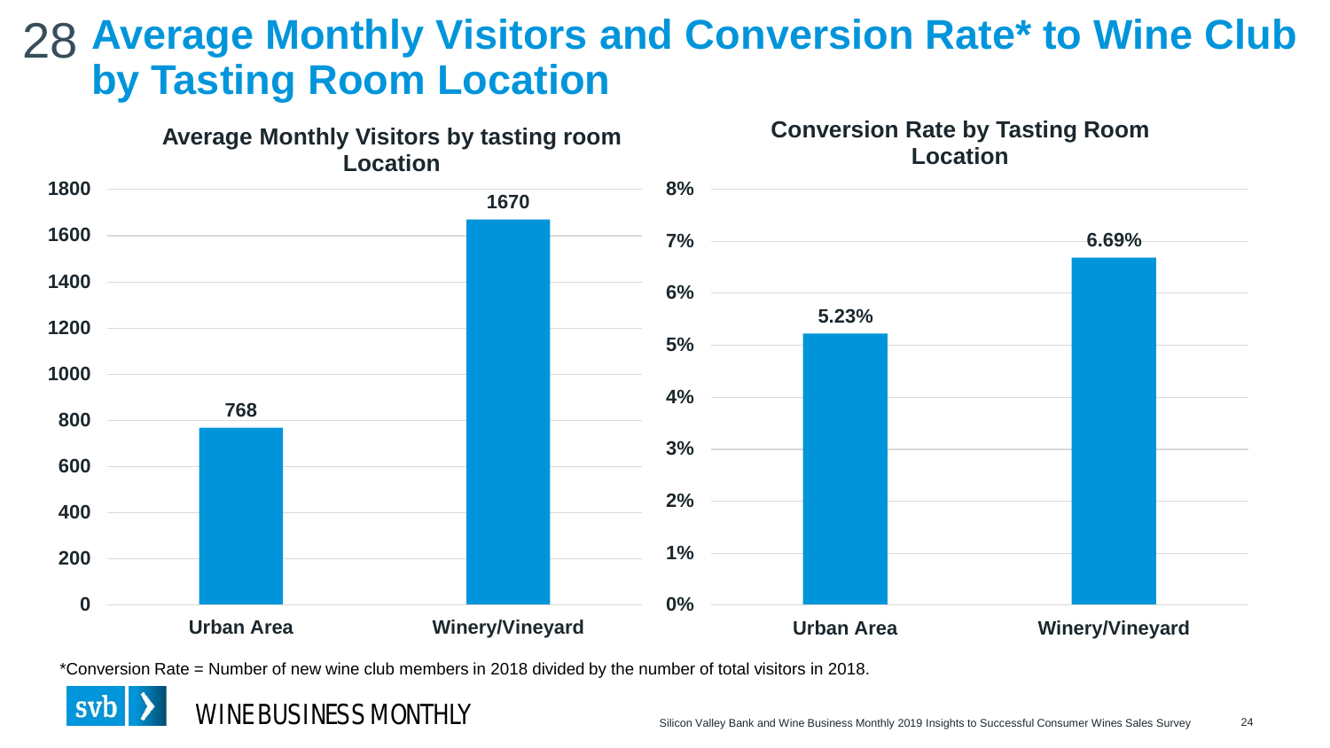# 28 Average Monthly Visitors and Conversion Rate* to Wine Club by Tasting Room Location

**Average Monthly Visitors by tasting room Location**

1800
1600
1400
1200
1000
800
600
400
200
0

768
1670

Urban Area
Winery/Vineyard

**Conversion Rate by Tasting Room Location**

8%
7%
6%
5%
4%
3%
2%
1%
0%

5.23%
6.69%

Urban Area
Winery/Vineyard

*Conversion Rate = Number of new wine club members in 2018 divided by the number of total visitors in 2018.

svb WINE BUSINESS MONTHLY

Silicon Valley Bank and Wine Business Monthly 2019 Insights to Successful Consumer Wines Sales Survey